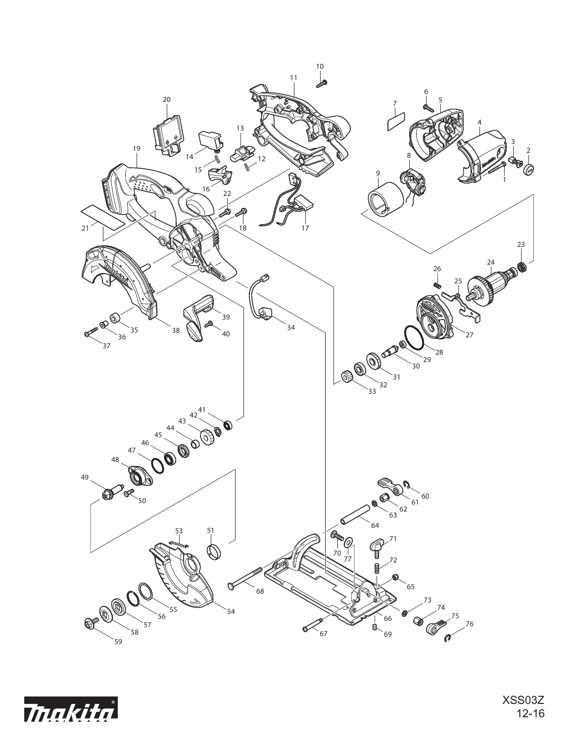XSS03Z
12-16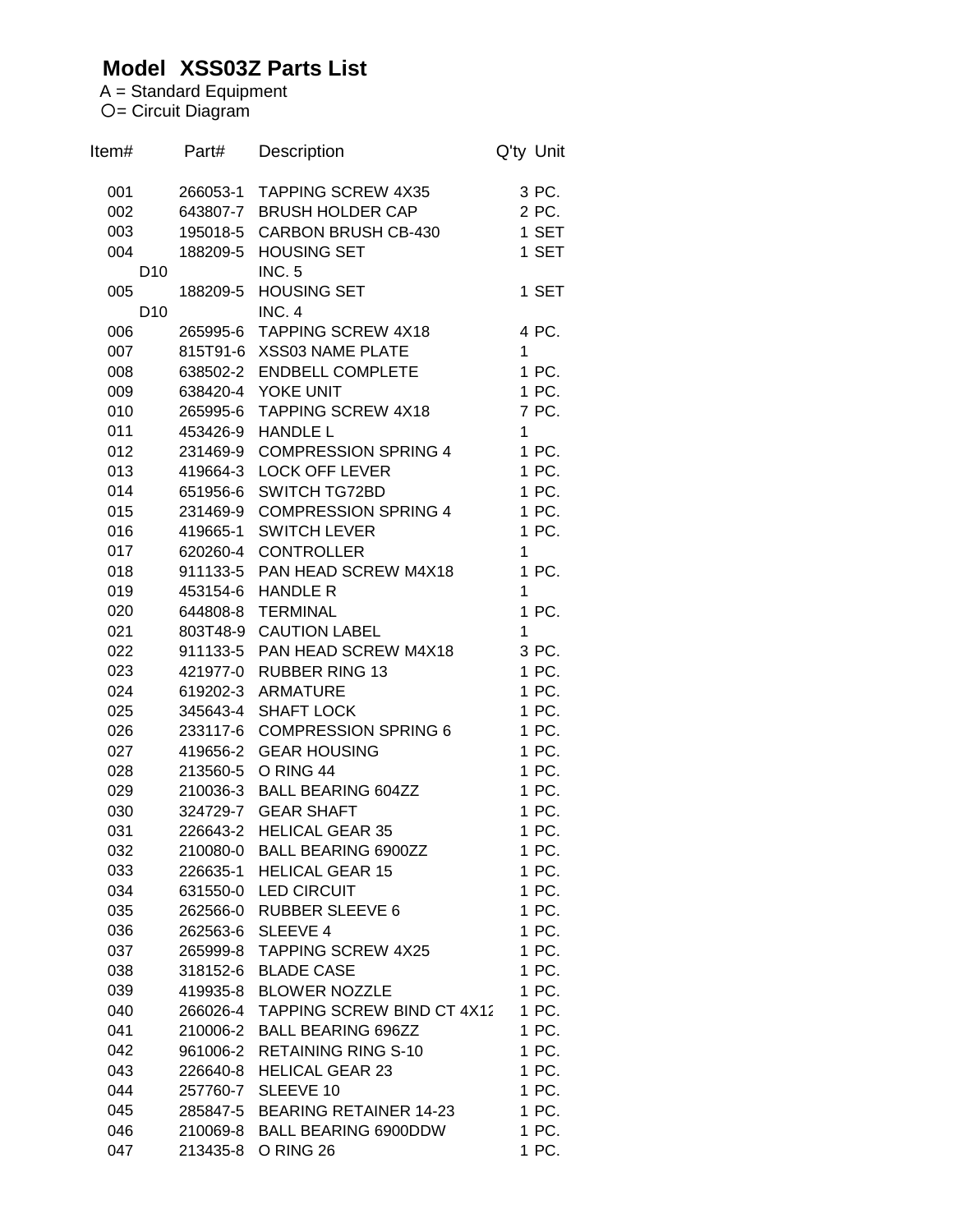## Model XSS03Z Parts List

A = Standard Equipment
○= Circuit Diagram

| Item# | Part# | Description | Q'ty | Unit |
|---|---|---|---|---|
| 001 | 266053-1 | TAPPING SCREW 4X35 | 3 | PC. |
| 002 | 643807-7 | BRUSH HOLDER CAP | 2 | PC. |
| 003 | 195018-5 | CARBON BRUSH CB-430 | 1 | SET |
| 004 | 188209-5 | HOUSING SET | 1 | SET |
| D10 | | INC. 5 | | |
| 005 | 188209-5 | HOUSING SET | 1 | SET |
| D10 | | INC. 4 | | |
| 006 | 265995-6 | TAPPING SCREW 4X18 | 4 | PC. |
| 007 | 815T91-6 | XSS03 NAME PLATE | 1 | |
| 008 | 638502-2 | ENDBELL COMPLETE | 1 | PC. |
| 009 | 638420-4 | YOKE UNIT | 1 | PC. |
| 010 | 265995-6 | TAPPING SCREW 4X18 | 7 | PC. |
| 011 | 453426-9 | HANDLE L | 1 | |
| 012 | 231469-9 | COMPRESSION SPRING 4 | 1 | PC. |
| 013 | 419664-3 | LOCK OFF LEVER | 1 | PC. |
| 014 | 651956-6 | SWITCH TG72BD | 1 | PC. |
| 015 | 231469-9 | COMPRESSION SPRING 4 | 1 | PC. |
| 016 | 419665-1 | SWITCH LEVER | 1 | PC. |
| 017 | 620260-4 | CONTROLLER | 1 | |
| 018 | 911133-5 | PAN HEAD SCREW M4X18 | 1 | PC. |
| 019 | 453154-6 | HANDLE R | 1 | |
| 020 | 644808-8 | TERMINAL | 1 | PC. |
| 021 | 803T48-9 | CAUTION LABEL | 1 | |
| 022 | 911133-5 | PAN HEAD SCREW M4X18 | 3 | PC. |
| 023 | 421977-0 | RUBBER RING 13 | 1 | PC. |
| 024 | 619202-3 | ARMATURE | 1 | PC. |
| 025 | 345643-4 | SHAFT LOCK | 1 | PC. |
| 026 | 233117-6 | COMPRESSION SPRING 6 | 1 | PC. |
| 027 | 419656-2 | GEAR HOUSING | 1 | PC. |
| 028 | 213560-5 | O RING 44 | 1 | PC. |
| 029 | 210036-3 | BALL BEARING 604ZZ | 1 | PC. |
| 030 | 324729-7 | GEAR SHAFT | 1 | PC. |
| 031 | 226643-2 | HELICAL GEAR 35 | 1 | PC. |
| 032 | 210080-0 | BALL BEARING 6900ZZ | 1 | PC. |
| 033 | 226635-1 | HELICAL GEAR 15 | 1 | PC. |
| 034 | 631550-0 | LED CIRCUIT | 1 | PC. |
| 035 | 262566-0 | RUBBER SLEEVE 6 | 1 | PC. |
| 036 | 262563-6 | SLEEVE 4 | 1 | PC. |
| 037 | 265999-8 | TAPPING SCREW 4X25 | 1 | PC. |
| 038 | 318152-6 | BLADE CASE | 1 | PC. |
| 039 | 419935-8 | BLOWER NOZZLE | 1 | PC. |
| 040 | 266026-4 | TAPPING SCREW BIND CT 4X12 | 1 | PC. |
| 041 | 210006-2 | BALL BEARING 696ZZ | 1 | PC. |
| 042 | 961006-2 | RETAINING RING S-10 | 1 | PC. |
| 043 | 226640-8 | HELICAL GEAR 23 | 1 | PC. |
| 044 | 257760-7 | SLEEVE 10 | 1 | PC. |
| 045 | 285847-5 | BEARING RETAINER 14-23 | 1 | PC. |
| 046 | 210069-8 | BALL BEARING 6900DDW | 1 | PC. |
| 047 | 213435-8 | O RING 26 | 1 | PC. |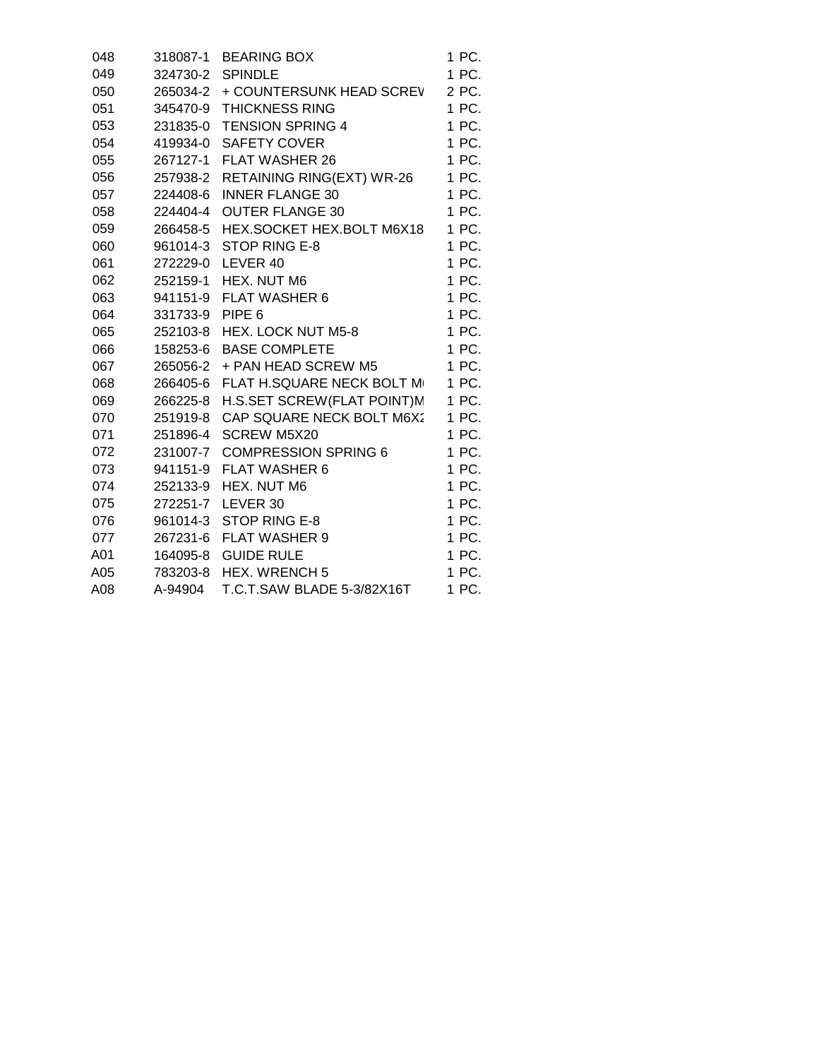| | | | |
|---|---|---|---|
| 048 | 318087-1 | BEARING BOX | 1 PC. |
| 049 | 324730-2 | SPINDLE | 1 PC. |
| 050 | 265034-2 | + COUNTERSUNK HEAD SCREV | 2 PC. |
| 051 | 345470-9 | THICKNESS RING | 1 PC. |
| 053 | 231835-0 | TENSION SPRING 4 | 1 PC. |
| 054 | 419934-0 | SAFETY COVER | 1 PC. |
| 055 | 267127-1 | FLAT WASHER 26 | 1 PC. |
| 056 | 257938-2 | RETAINING RING(EXT) WR-26 | 1 PC. |
| 057 | 224408-6 | INNER FLANGE 30 | 1 PC. |
| 058 | 224404-4 | OUTER FLANGE 30 | 1 PC. |
| 059 | 266458-5 | HEX.SOCKET HEX.BOLT M6X18 | 1 PC. |
| 060 | 961014-3 | STOP RING E-8 | 1 PC. |
| 061 | 272229-0 | LEVER 40 | 1 PC. |
| 062 | 252159-1 | HEX. NUT M6 | 1 PC. |
| 063 | 941151-9 | FLAT WASHER 6 | 1 PC. |
| 064 | 331733-9 | PIPE 6 | 1 PC. |
| 065 | 252103-8 | HEX. LOCK NUT M5-8 | 1 PC. |
| 066 | 158253-6 | BASE COMPLETE | 1 PC. |
| 067 | 265056-2 | + PAN HEAD SCREW M5 | 1 PC. |
| 068 | 266405-6 | FLAT H.SQUARE NECK BOLT M | 1 PC. |
| 069 | 266225-8 | H.S.SET SCREW(FLAT POINT)M | 1 PC. |
| 070 | 251919-8 | CAP SQUARE NECK BOLT M6X2 | 1 PC. |
| 071 | 251896-4 | SCREW M5X20 | 1 PC. |
| 072 | 231007-7 | COMPRESSION SPRING 6 | 1 PC. |
| 073 | 941151-9 | FLAT WASHER 6 | 1 PC. |
| 074 | 252133-9 | HEX. NUT M6 | 1 PC. |
| 075 | 272251-7 | LEVER 30 | 1 PC. |
| 076 | 961014-3 | STOP RING E-8 | 1 PC. |
| 077 | 267231-6 | FLAT WASHER 9 | 1 PC. |
| A01 | 164095-8 | GUIDE RULE | 1 PC. |
| A05 | 783203-8 | HEX. WRENCH 5 | 1 PC. |
| A08 | A-94904 | T.C.T.SAW BLADE 5-3/82X16T | 1 PC. |